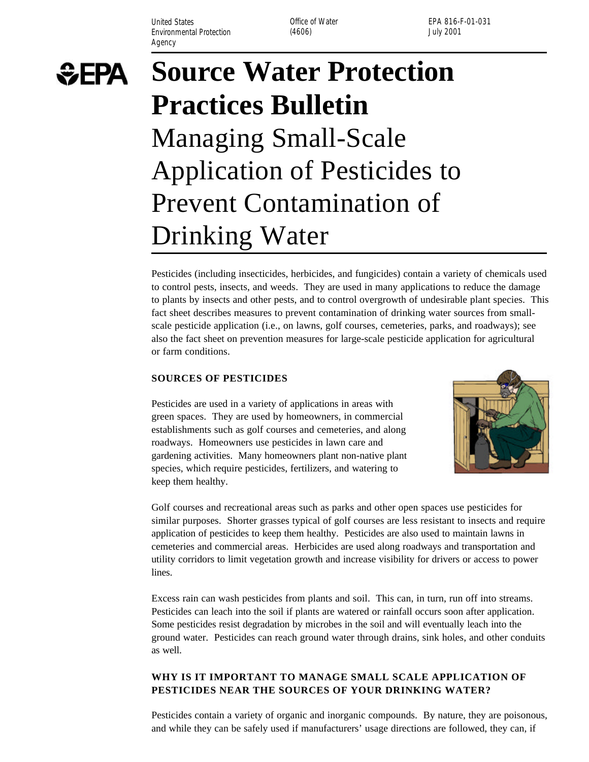United States Environmental Protection Agency

Office of Water (4606)

EPA 816-F-01-031
July 2001

# Source Water Protection Practices Bulletin

# Managing Small-Scale Application of Pesticides to Prevent Contamination of Drinking Water

Pesticides (including insecticides, herbicides, and fungicides) contain a variety of chemicals used to control pests, insects, and weeds. They are used in many applications to reduce the damage to plants by insects and other pests, and to control overgrowth of undesirable plant species. This fact sheet describes measures to prevent contamination of drinking water sources from small-scale pesticide application (i.e., on lawns, golf courses, cemeteries, parks, and roadways); see also the fact sheet on prevention measures for large-scale pesticide application for agricultural or farm conditions.

## SOURCES OF PESTICIDES

Pesticides are used in a variety of applications in areas with green spaces. They are used by homeowners, in commercial establishments such as golf courses and cemeteries, and along roadways. Homeowners use pesticides in lawn care and gardening activities. Many homeowners plant non-native plant species, which require pesticides, fertilizers, and watering to keep them healthy.

Golf courses and recreational areas such as parks and other open spaces use pesticides for similar purposes. Shorter grasses typical of golf courses are less resistant to insects and require application of pesticides to keep them healthy. Pesticides are also used to maintain lawns in cemeteries and commercial areas. Herbicides are used along roadways and transportation and utility corridors to limit vegetation growth and increase visibility for drivers or access to power lines.

Excess rain can wash pesticides from plants and soil. This can, in turn, run off into streams. Pesticides can leach into the soil if plants are watered or rainfall occurs soon after application. Some pesticides resist degradation by microbes in the soil and will eventually leach into the ground water. Pesticides can reach ground water through drains, sink holes, and other conduits as well.

## WHY IS IT IMPORTANT TO MANAGE SMALL SCALE APPLICATION OF PESTICIDES NEAR THE SOURCES OF YOUR DRINKING WATER?

Pesticides contain a variety of organic and inorganic compounds. By nature, they are poisonous, and while they can be safely used if manufacturers' usage directions are followed, they can, if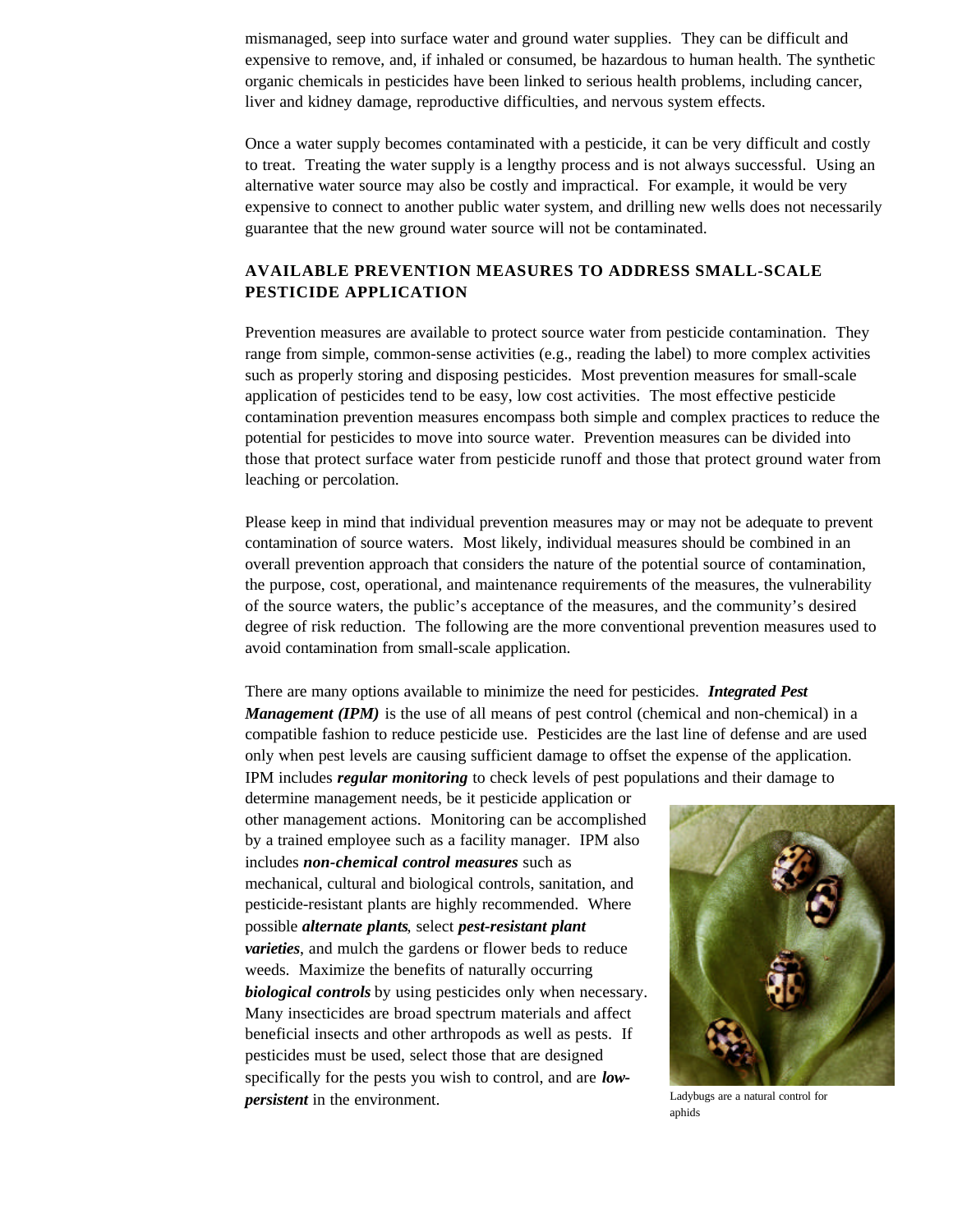mismanaged, seep into surface water and ground water supplies. They can be difficult and expensive to remove, and, if inhaled or consumed, be hazardous to human health. The synthetic organic chemicals in pesticides have been linked to serious health problems, including cancer, liver and kidney damage, reproductive difficulties, and nervous system effects.

Once a water supply becomes contaminated with a pesticide, it can be very difficult and costly to treat. Treating the water supply is a lengthy process and is not always successful. Using an alternative water source may also be costly and impractical. For example, it would be very expensive to connect to another public water system, and drilling new wells does not necessarily guarantee that the new ground water source will not be contaminated.

## AVAILABLE PREVENTION MEASURES TO ADDRESS SMALL-SCALE PESTICIDE APPLICATION

Prevention measures are available to protect source water from pesticide contamination. They range from simple, common-sense activities (e.g., reading the label) to more complex activities such as properly storing and disposing pesticides. Most prevention measures for small-scale application of pesticides tend to be easy, low cost activities. The most effective pesticide contamination prevention measures encompass both simple and complex practices to reduce the potential for pesticides to move into source water. Prevention measures can be divided into those that protect surface water from pesticide runoff and those that protect ground water from leaching or percolation.

Please keep in mind that individual prevention measures may or may not be adequate to prevent contamination of source waters. Most likely, individual measures should be combined in an overall prevention approach that considers the nature of the potential source of contamination, the purpose, cost, operational, and maintenance requirements of the measures, the vulnerability of the source waters, the public's acceptance of the measures, and the community's desired degree of risk reduction. The following are the more conventional prevention measures used to avoid contamination from small-scale application.

There are many options available to minimize the need for pesticides. ***Integrated Pest Management (IPM)*** is the use of all means of pest control (chemical and non-chemical) in a compatible fashion to reduce pesticide use. Pesticides are the last line of defense and are used only when pest levels are causing sufficient damage to offset the expense of the application. IPM includes ***regular monitoring*** to check levels of pest populations and their damage to determine management needs, be it pesticide application or other management actions. Monitoring can be accomplished by a trained employee such as a facility manager. IPM also includes ***non-chemical control measures*** such as mechanical, cultural and biological controls, sanitation, and pesticide-resistant plants are highly recommended. Where possible ***alternate plants***, select ***pest-resistant plant varieties***, and mulch the gardens or flower beds to reduce weeds. Maximize the benefits of naturally occurring ***biological controls*** by using pesticides only when necessary. Many insecticides are broad spectrum materials and affect beneficial insects and other arthropods as well as pests. If pesticides must be used, select those that are designed specifically for the pests you wish to control, and are ***low-persistent*** in the environment.

Ladybugs are a natural control for aphids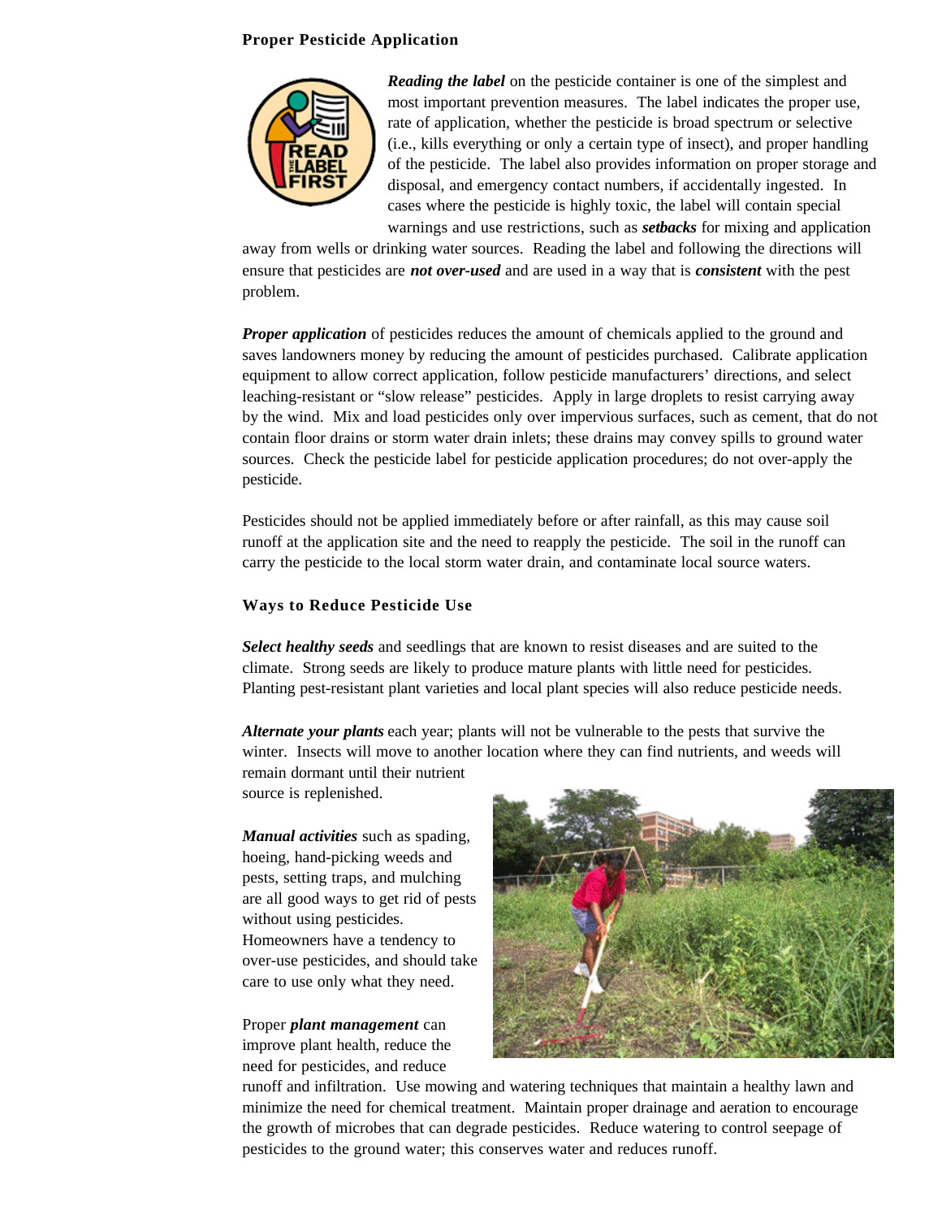### Proper Pesticide Application

***Reading the label*** on the pesticide container is one of the simplest and most important prevention measures. The label indicates the proper use, rate of application, whether the pesticide is broad spectrum or selective (i.e., kills everything or only a certain type of insect), and proper handling of the pesticide. The label also provides information on proper storage and disposal, and emergency contact numbers, if accidentally ingested. In cases where the pesticide is highly toxic, the label will contain special warnings and use restrictions, such as ***setbacks*** for mixing and application away from wells or drinking water sources. Reading the label and following the directions will ensure that pesticides are ***not over-used*** and are used in a way that is ***consistent*** with the pest problem.

***Proper application*** of pesticides reduces the amount of chemicals applied to the ground and saves landowners money by reducing the amount of pesticides purchased. Calibrate application equipment to allow correct application, follow pesticide manufacturers' directions, and select leaching-resistant or "slow release" pesticides. Apply in large droplets to resist carrying away by the wind. Mix and load pesticides only over impervious surfaces, such as cement, that do not contain floor drains or storm water drain inlets; these drains may convey spills to ground water sources. Check the pesticide label for pesticide application procedures; do not over-apply the pesticide.

Pesticides should not be applied immediately before or after rainfall, as this may cause soil runoff at the application site and the need to reapply the pesticide. The soil in the runoff can carry the pesticide to the local storm water drain, and contaminate local source waters.

### Ways to Reduce Pesticide Use

***Select healthy seeds*** and seedlings that are known to resist diseases and are suited to the climate. Strong seeds are likely to produce mature plants with little need for pesticides. Planting pest-resistant plant varieties and local plant species will also reduce pesticide needs.

***Alternate your plants*** each year; plants will not be vulnerable to the pests that survive the winter. Insects will move to another location where they can find nutrients, and weeds will remain dormant until their nutrient source is replenished.

***Manual activities*** such as spading, hoeing, hand-picking weeds and pests, setting traps, and mulching are all good ways to get rid of pests without using pesticides. Homeowners have a tendency to over-use pesticides, and should take care to use only what they need.

Proper ***plant management*** can improve plant health, reduce the need for pesticides, and reduce runoff and infiltration. Use mowing and watering techniques that maintain a healthy lawn and minimize the need for chemical treatment. Maintain proper drainage and aeration to encourage the growth of microbes that can degrade pesticides. Reduce watering to control seepage of pesticides to the ground water; this conserves water and reduces runoff.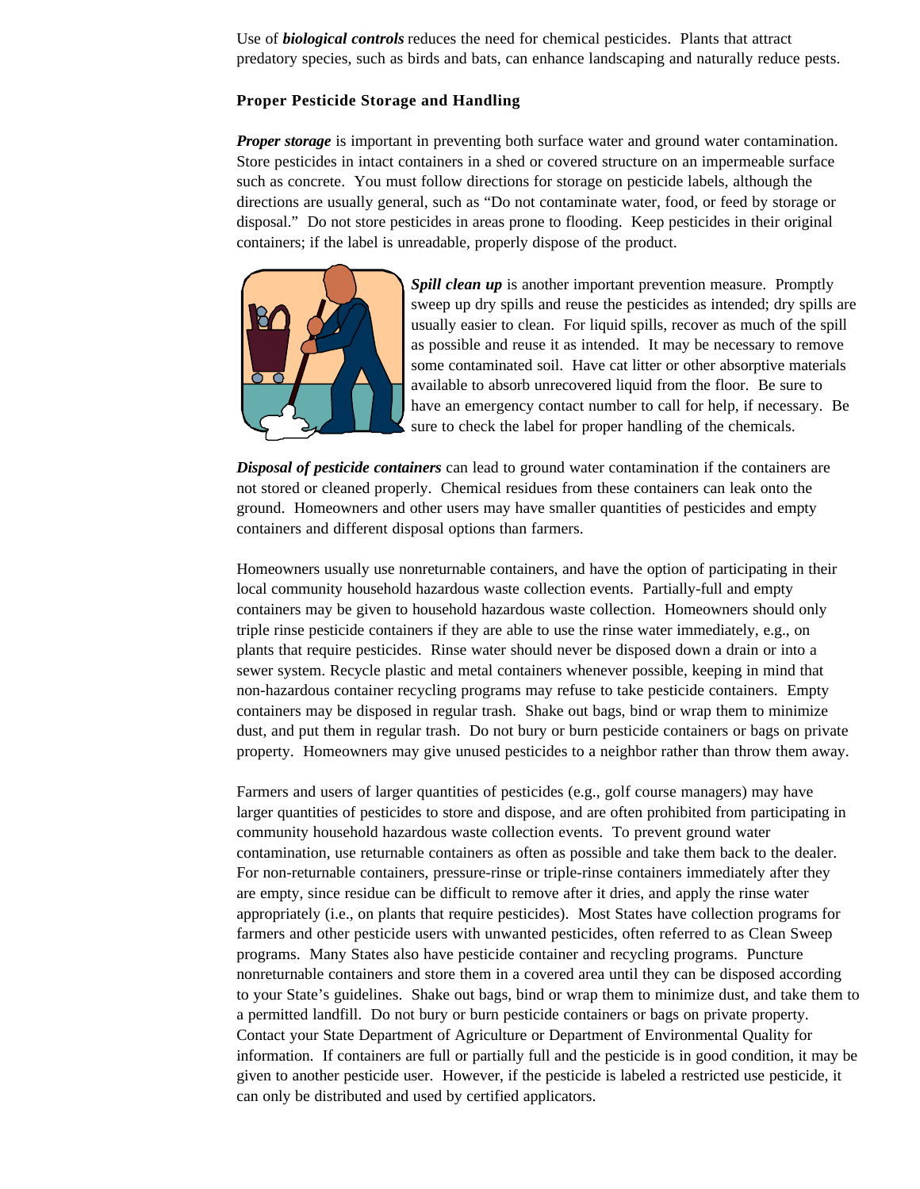Use of ***biological controls*** reduces the need for chemical pesticides. Plants that attract predatory species, such as birds and bats, can enhance landscaping and naturally reduce pests.

### Proper Pesticide Storage and Handling

***Proper storage*** is important in preventing both surface water and ground water contamination. Store pesticides in intact containers in a shed or covered structure on an impermeable surface such as concrete. You must follow directions for storage on pesticide labels, although the directions are usually general, such as "Do not contaminate water, food, or feed by storage or disposal." Do not store pesticides in areas prone to flooding. Keep pesticides in their original containers; if the label is unreadable, properly dispose of the product.

***Spill clean up*** is another important prevention measure. Promptly sweep up dry spills and reuse the pesticides as intended; dry spills are usually easier to clean. For liquid spills, recover as much of the spill as possible and reuse it as intended. It may be necessary to remove some contaminated soil. Have cat litter or other absorptive materials available to absorb unrecovered liquid from the floor. Be sure to have an emergency contact number to call for help, if necessary. Be sure to check the label for proper handling of the chemicals.

***Disposal of pesticide containers*** can lead to ground water contamination if the containers are not stored or cleaned properly. Chemical residues from these containers can leak onto the ground. Homeowners and other users may have smaller quantities of pesticides and empty containers and different disposal options than farmers.

Homeowners usually use nonreturnable containers, and have the option of participating in their local community household hazardous waste collection events. Partially-full and empty containers may be given to household hazardous waste collection. Homeowners should only triple rinse pesticide containers if they are able to use the rinse water immediately, e.g., on plants that require pesticides. Rinse water should never be disposed down a drain or into a sewer system. Recycle plastic and metal containers whenever possible, keeping in mind that non-hazardous container recycling programs may refuse to take pesticide containers. Empty containers may be disposed in regular trash. Shake out bags, bind or wrap them to minimize dust, and put them in regular trash. Do not bury or burn pesticide containers or bags on private property. Homeowners may give unused pesticides to a neighbor rather than throw them away.

Farmers and users of larger quantities of pesticides (e.g., golf course managers) may have larger quantities of pesticides to store and dispose, and are often prohibited from participating in community household hazardous waste collection events. To prevent ground water contamination, use returnable containers as often as possible and take them back to the dealer. For non-returnable containers, pressure-rinse or triple-rinse containers immediately after they are empty, since residue can be difficult to remove after it dries, and apply the rinse water appropriately (i.e., on plants that require pesticides). Most States have collection programs for farmers and other pesticide users with unwanted pesticides, often referred to as Clean Sweep programs. Many States also have pesticide container and recycling programs. Puncture nonreturnable containers and store them in a covered area until they can be disposed according to your State's guidelines. Shake out bags, bind or wrap them to minimize dust, and take them to a permitted landfill. Do not bury or burn pesticide containers or bags on private property. Contact your State Department of Agriculture or Department of Environmental Quality for information. If containers are full or partially full and the pesticide is in good condition, it may be given to another pesticide user. However, if the pesticide is labeled a restricted use pesticide, it can only be distributed and used by certified applicators.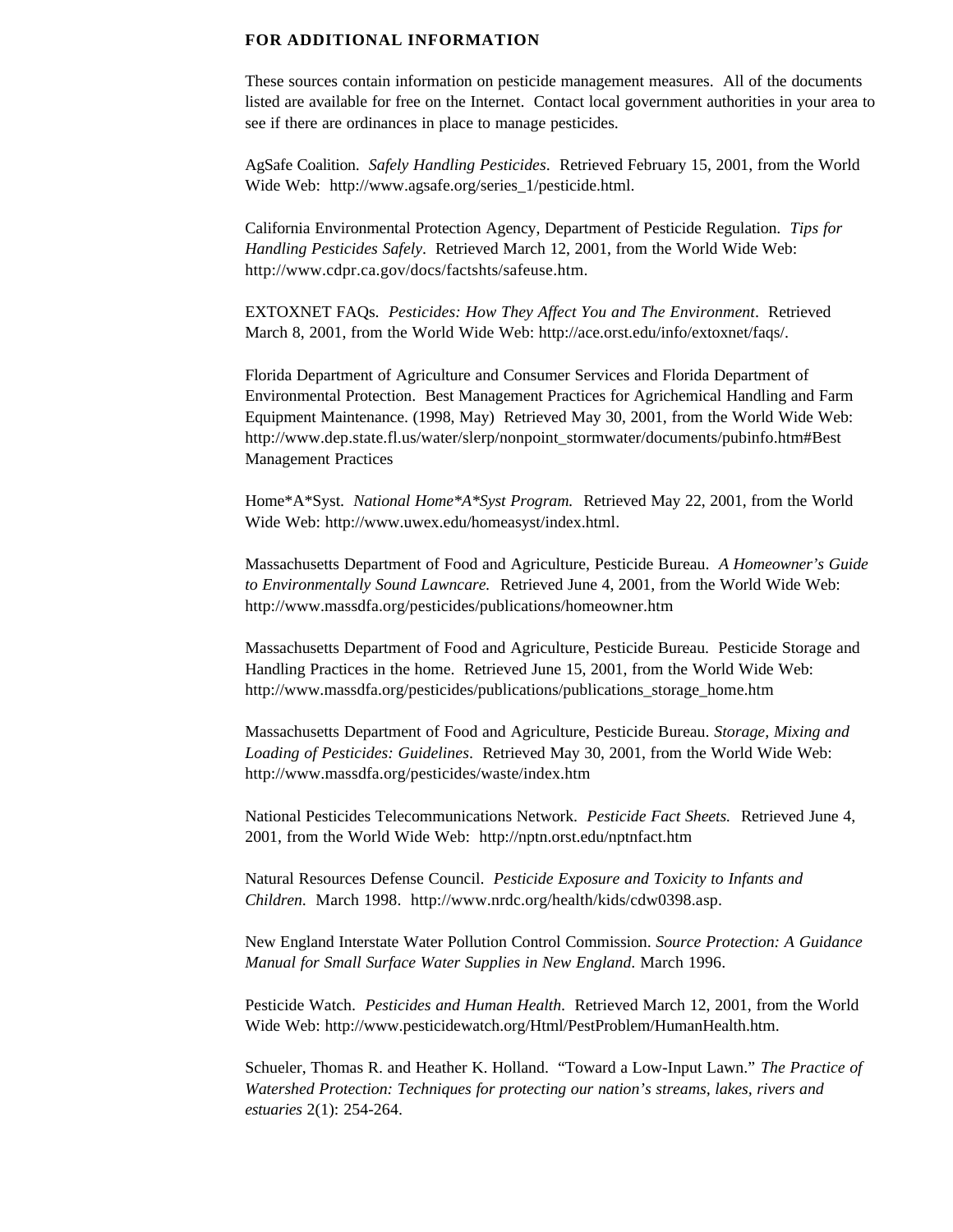## FOR ADDITIONAL INFORMATION

These sources contain information on pesticide management measures. All of the documents listed are available for free on the Internet. Contact local government authorities in your area to see if there are ordinances in place to manage pesticides.

AgSafe Coalition. *Safely Handling Pesticides*. Retrieved February 15, 2001, from the World Wide Web: http://www.agsafe.org/series_1/pesticide.html.

California Environmental Protection Agency, Department of Pesticide Regulation. *Tips for Handling Pesticides Safely*. Retrieved March 12, 2001, from the World Wide Web: http://www.cdpr.ca.gov/docs/factshts/safeuse.htm.

EXTOXNET FAQs. *Pesticides: How They Affect You and The Environment*. Retrieved March 8, 2001, from the World Wide Web: http://ace.orst.edu/info/extoxnet/faqs/.

Florida Department of Agriculture and Consumer Services and Florida Department of Environmental Protection. Best Management Practices for Agrichemical Handling and Farm Equipment Maintenance. (1998, May) Retrieved May 30, 2001, from the World Wide Web: http://www.dep.state.fl.us/water/slerp/nonpoint_stormwater/documents/pubinfo.htm#Best Management Practices

Home*A*Syst. *National Home*A*Syst Program.* Retrieved May 22, 2001, from the World Wide Web: http://www.uwex.edu/homeasyst/index.html.

Massachusetts Department of Food and Agriculture, Pesticide Bureau. *A Homeowner's Guide to Environmentally Sound Lawncare.* Retrieved June 4, 2001, from the World Wide Web: http://www.massdfa.org/pesticides/publications/homeowner.htm

Massachusetts Department of Food and Agriculture, Pesticide Bureau. Pesticide Storage and Handling Practices in the home. Retrieved June 15, 2001, from the World Wide Web: http://www.massdfa.org/pesticides/publications/publications_storage_home.htm

Massachusetts Department of Food and Agriculture, Pesticide Bureau. *Storage, Mixing and Loading of Pesticides: Guidelines*. Retrieved May 30, 2001, from the World Wide Web: http://www.massdfa.org/pesticides/waste/index.htm

National Pesticides Telecommunications Network. *Pesticide Fact Sheets.* Retrieved June 4, 2001, from the World Wide Web: http://nptn.orst.edu/nptnfact.htm

Natural Resources Defense Council. *Pesticide Exposure and Toxicity to Infants and Children.* March 1998. http://www.nrdc.org/health/kids/cdw0398.asp.

New England Interstate Water Pollution Control Commission. *Source Protection: A Guidance Manual for Small Surface Water Supplies in New England.* March 1996.

Pesticide Watch. *Pesticides and Human Health.* Retrieved March 12, 2001, from the World Wide Web: http://www.pesticidewatch.org/Html/PestProblem/HumanHealth.htm.

Schueler, Thomas R. and Heather K. Holland. "Toward a Low-Input Lawn." *The Practice of Watershed Protection: Techniques for protecting our nation's streams, lakes, rivers and estuaries* 2(1): 254-264.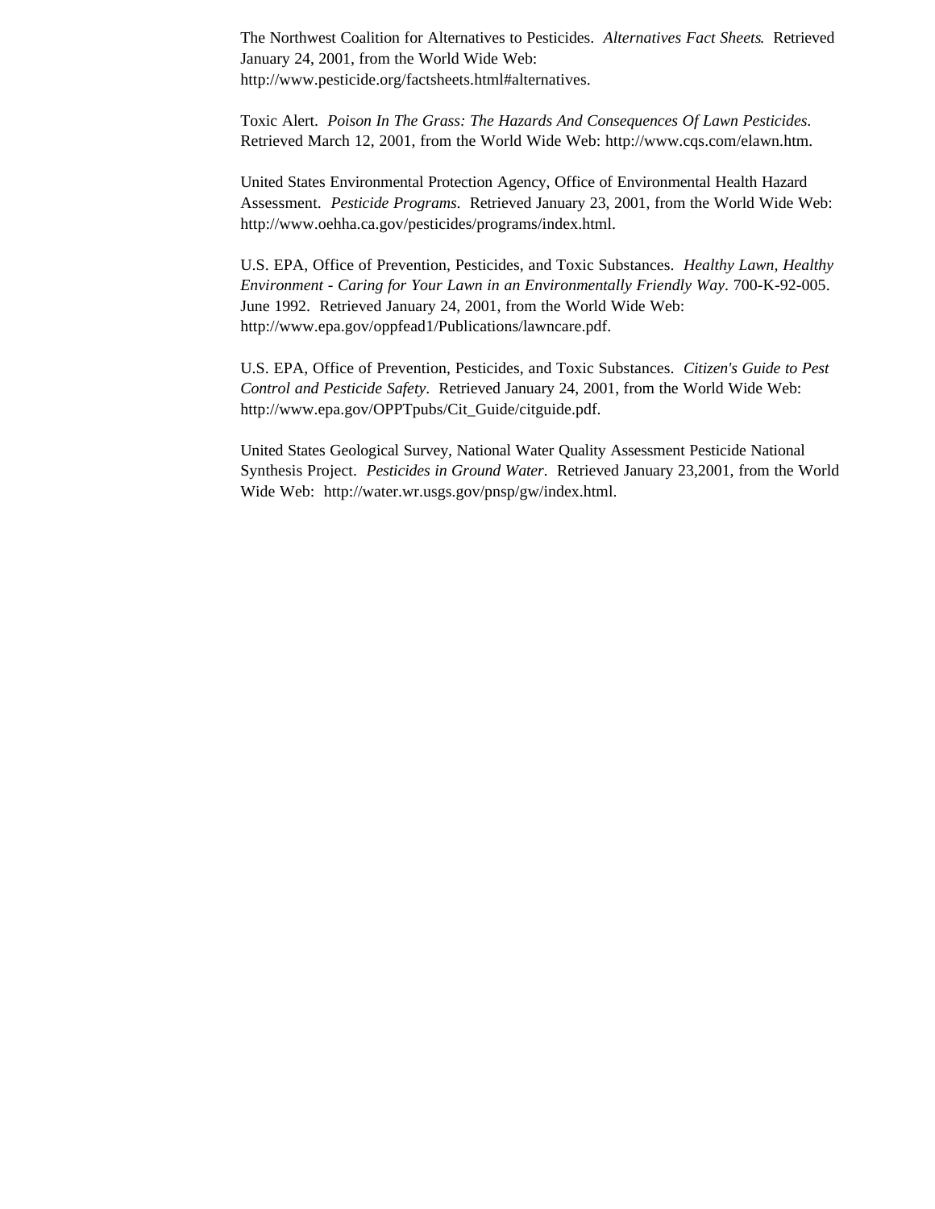The Northwest Coalition for Alternatives to Pesticides. *Alternatives Fact Sheets*. Retrieved January 24, 2001, from the World Wide Web: http://www.pesticide.org/factsheets.html#alternatives.

Toxic Alert. *Poison In The Grass: The Hazards And Consequences Of Lawn Pesticides*. Retrieved March 12, 2001, from the World Wide Web: http://www.cqs.com/elawn.htm.

United States Environmental Protection Agency, Office of Environmental Health Hazard Assessment. *Pesticide Programs*. Retrieved January 23, 2001, from the World Wide Web: http://www.oehha.ca.gov/pesticides/programs/index.html.

U.S. EPA, Office of Prevention, Pesticides, and Toxic Substances. *Healthy Lawn, Healthy Environment - Caring for Your Lawn in an Environmentally Friendly Way*. 700-K-92-005. June 1992. Retrieved January 24, 2001, from the World Wide Web: http://www.epa.gov/oppfead1/Publications/lawncare.pdf.

U.S. EPA, Office of Prevention, Pesticides, and Toxic Substances. *Citizen's Guide to Pest Control and Pesticide Safety*. Retrieved January 24, 2001, from the World Wide Web: http://www.epa.gov/OPPTpubs/Cit_Guide/citguide.pdf.

United States Geological Survey, National Water Quality Assessment Pesticide National Synthesis Project. *Pesticides in Ground Water*. Retrieved January 23,2001, from the World Wide Web: http://water.wr.usgs.gov/pnsp/gw/index.html.